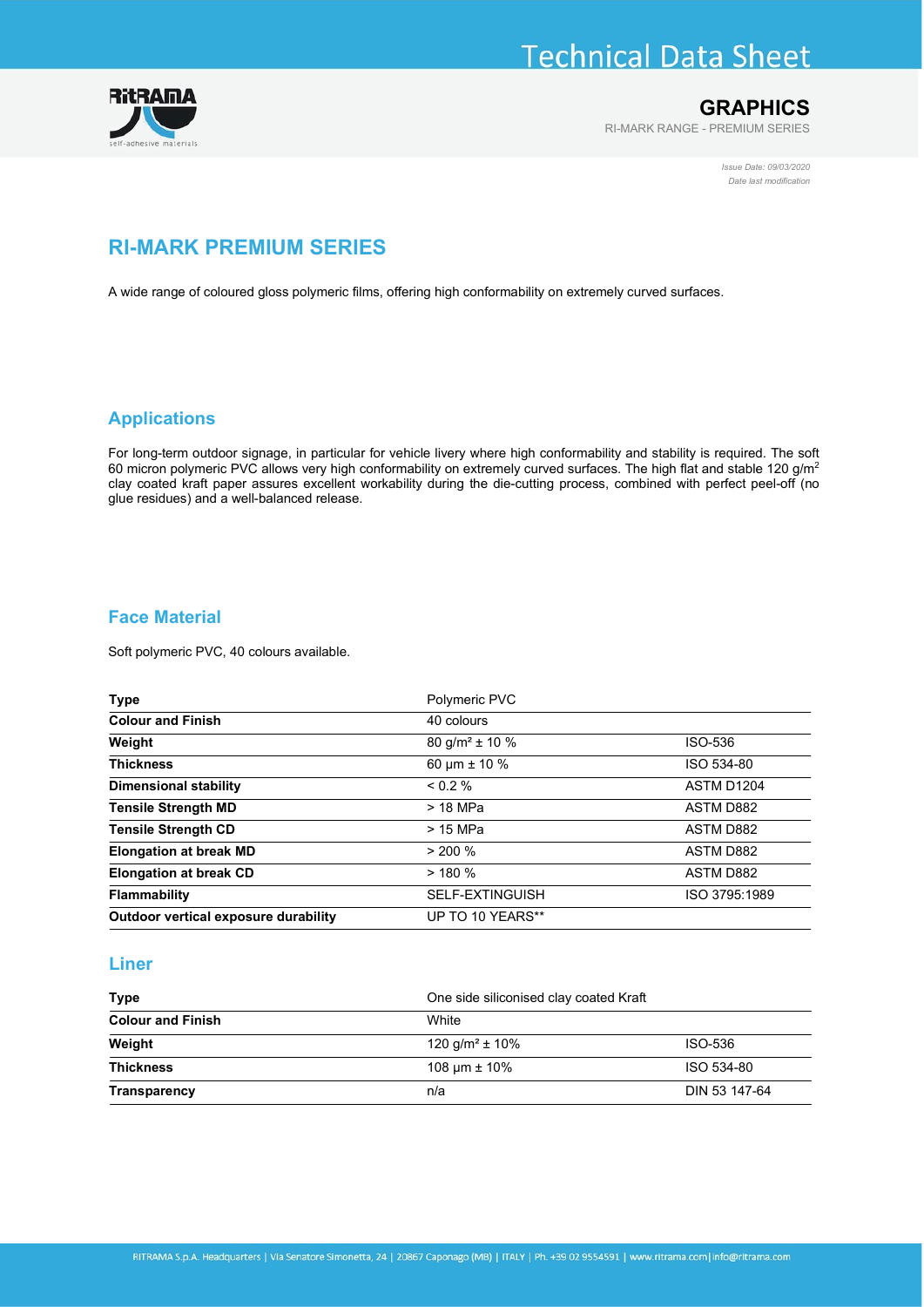# GRAPHICS

RI-MARK RANGE - PREMIUM SERIES

*Issue Date: 09/03/2020*
*Date last modification*

## RI-MARK PREMIUM SERIES

A wide range of coloured gloss polymeric films, offering high conformability on extremely curved surfaces.

### Applications

For long-term outdoor signage, in particular for vehicle livery where high conformability and stability is required. The soft 60 micron polymeric PVC allows very high conformability on extremely curved surfaces. The high flat and stable 120 g/m$^2$ clay coated kraft paper assures excellent workability during the die-cutting process, combined with perfect peel-off (no glue residues) and a well-balanced release.

### Face Material

Soft polymeric PVC, 40 colours available.

| **Type** | Polymeric PVC | |
|---|---|---|
| **Colour and Finish** | 40 colours | |
| **Weight** | 80 g/m² ± 10 % | ISO-536 |
| **Thickness** | 60 µm ± 10 % | ISO 534-80 |
| **Dimensional stability** | < 0.2 % | ASTM D1204 |
| **Tensile Strength MD** | > 18 MPa | ASTM D882 |
| **Tensile Strength CD** | > 15 MPa | ASTM D882 |
| **Elongation at break MD** | > 200 % | ASTM D882 |
| **Elongation at break CD** | > 180 % | ASTM D882 |
| **Flammability** | SELF-EXTINGUISH | ISO 3795:1989 |
| **Outdoor vertical exposure durability** | UP TO 10 YEARS** | |

### Liner

| **Type** | One side siliconised clay coated Kraft | |
|---|---|---|
| **Colour and Finish** | White | |
| **Weight** | 120 g/m² ± 10% | ISO-536 |
| **Thickness** | 108 µm ± 10% | ISO 534-80 |
| **Transparency** | n/a | DIN 53 147-64 |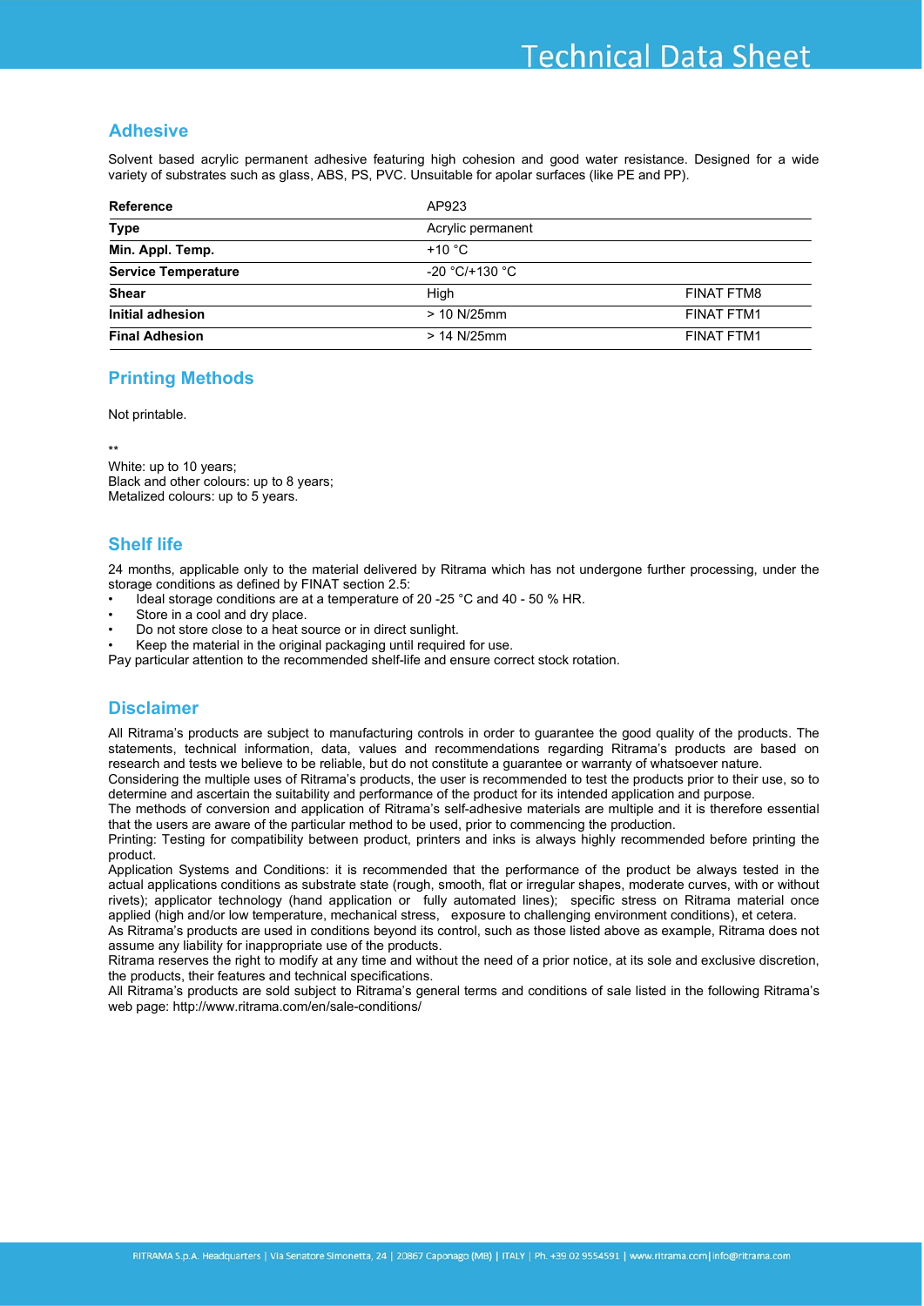## Adhesive

Solvent based acrylic permanent adhesive featuring high cohesion and good water resistance. Designed for a wide variety of substrates such as glass, ABS, PS, PVC. Unsuitable for apolar surfaces (like PE and PP).

| | | |
|---|---|---|
| **Reference** | AP923 | |
| **Type** | Acrylic permanent | |
| **Min. Appl. Temp.** | +10 °C | |
| **Service Temperature** | -20 °C/+130 °C | |
| **Shear** | High | FINAT FTM8 |
| **Initial adhesion** | > 10 N/25mm | FINAT FTM1 |
| **Final Adhesion** | > 14 N/25mm | FINAT FTM1 |

## Printing Methods

Not printable.

**
White: up to 10 years;
Black and other colours: up to 8 years;
Metalized colours: up to 5 years.

## Shelf life

24 months, applicable only to the material delivered by Ritrama which has not undergone further processing, under the storage conditions as defined by FINAT section 2.5:

- Ideal storage conditions are at a temperature of 20 -25 °C and 40 - 50 % HR.
- Store in a cool and dry place.
- Do not store close to a heat source or in direct sunlight.
- Keep the material in the original packaging until required for use.

Pay particular attention to the recommended shelf-life and ensure correct stock rotation.

## Disclaimer

All Ritrama's products are subject to manufacturing controls in order to guarantee the good quality of the products. The statements, technical information, data, values and recommendations regarding Ritrama's products are based on research and tests we believe to be reliable, but do not constitute a guarantee or warranty of whatsoever nature.
Considering the multiple uses of Ritrama's products, the user is recommended to test the products prior to their use, so to determine and ascertain the suitability and performance of the product for its intended application and purpose.
The methods of conversion and application of Ritrama's self-adhesive materials are multiple and it is therefore essential that the users are aware of the particular method to be used, prior to commencing the production.
Printing: Testing for compatibility between product, printers and inks is always highly recommended before printing the product.
Application Systems and Conditions: it is recommended that the performance of the product be always tested in the actual applications conditions as substrate state (rough, smooth, flat or irregular shapes, moderate curves, with or without rivets); applicator technology (hand application or fully automated lines); specific stress on Ritrama material once applied (high and/or low temperature, mechanical stress, exposure to challenging environment conditions), et cetera.
As Ritrama's products are used in conditions beyond its control, such as those listed above as example, Ritrama does not assume any liability for inappropriate use of the products.
Ritrama reserves the right to modify at any time and without the need of a prior notice, at its sole and exclusive discretion, the products, their features and technical specifications.
All Ritrama's products are sold subject to Ritrama's general terms and conditions of sale listed in the following Ritrama's web page: http://www.ritrama.com/en/sale-conditions/